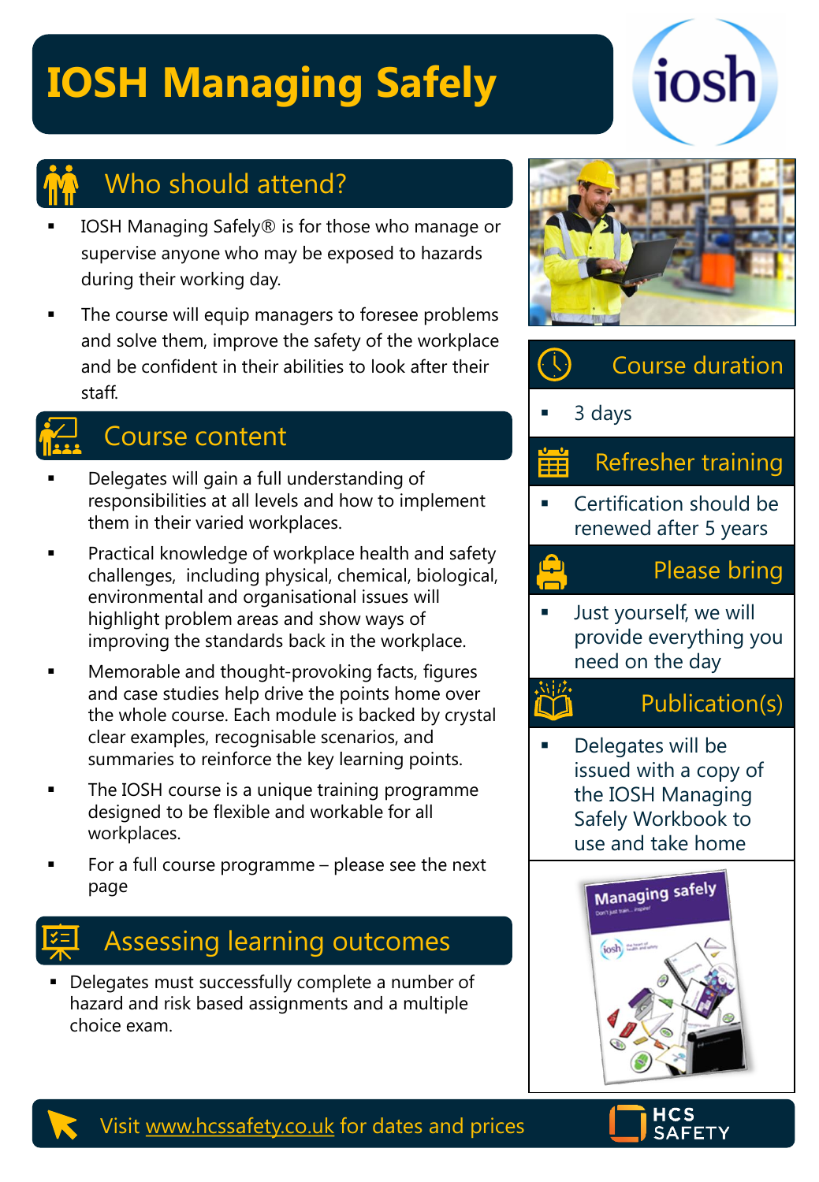# IOSH Managing Safely

## Who should attend?

- IOSH Managing Safely® is for those who manage or supervise anyone who may be exposed to hazards during their working day.
- The course will equip managers to foresee problems and solve them, improve the safety of the workplace and be confident in their abilities to look after their staff.

## Course content

- Delegates will gain a full understanding of responsibilities at all levels and how to implement them in their varied workplaces.
- Practical knowledge of workplace health and safety challenges, including physical, chemical, biological, environmental and organisational issues will highlight problem areas and show ways of improving the standards back in the workplace.
- Memorable and thought-provoking facts, figures and case studies help drive the points home over the whole course. Each module is backed by crystal clear examples, recognisable scenarios, and summaries to reinforce the key learning points.
- The IOSH course is a unique training programme designed to be flexible and workable for all workplaces.
- For a full course programme – please see the next page

## Assessing learning outcomes

- Delegates must successfully complete a number of hazard and risk based assignments and a multiple choice exam.

## Course duration

- 3 days

## Refresher training

- Certification should be renewed after 5 years

## Please bring

- Just yourself, we will provide everything you need on the day

## Publication(s)

- Delegates will be issued with a copy of the IOSH Managing Safely Workbook to use and take home

Visit www.hcssafety.co.uk for dates and prices

HCS SAFETY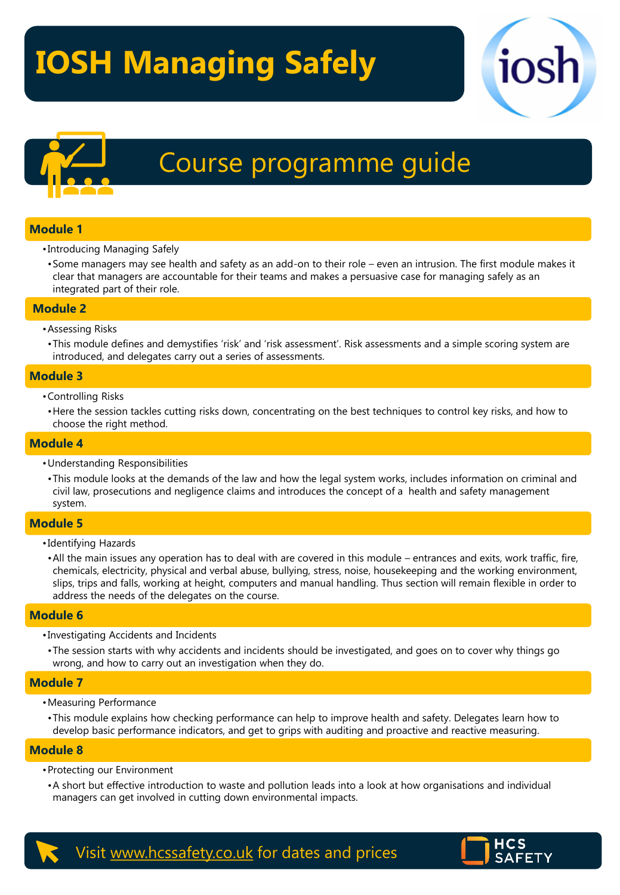# IOSH Managing Safely

## Course programme guide

### Module 1

- Introducing Managing Safely
  - Some managers may see health and safety as an add-on to their role – even an intrusion. The first module makes it clear that managers are accountable for their teams and makes a persuasive case for managing safely as an integrated part of their role.

### Module 2

- Assessing Risks
  - This module defines and demystifies 'risk' and 'risk assessment'. Risk assessments and a simple scoring system are introduced, and delegates carry out a series of assessments.

### Module 3

- Controlling Risks
  - Here the session tackles cutting risks down, concentrating on the best techniques to control key risks, and how to choose the right method.

### Module 4

- Understanding Responsibilities
  - This module looks at the demands of the law and how the legal system works, includes information on criminal and civil law, prosecutions and negligence claims and introduces the concept of a health and safety management system.

### Module 5

- Identifying Hazards
  - All the main issues any operation has to deal with are covered in this module – entrances and exits, work traffic, fire, chemicals, electricity, physical and verbal abuse, bullying, stress, noise, housekeeping and the working environment, slips, trips and falls, working at height, computers and manual handling. Thus section will remain flexible in order to address the needs of the delegates on the course.

### Module 6

- Investigating Accidents and Incidents
  - The session starts with why accidents and incidents should be investigated, and goes on to cover why things go wrong, and how to carry out an investigation when they do.

### Module 7

- Measuring Performance
  - This module explains how checking performance can help to improve health and safety. Delegates learn how to develop basic performance indicators, and get to grips with auditing and proactive and reactive measuring.

### Module 8

- Protecting our Environment
  - A short but effective introduction to waste and pollution leads into a look at how organisations and individual managers can get involved in cutting down environmental impacts.

Visit www.hcssafety.co.uk for dates and prices

HCS SAFETY